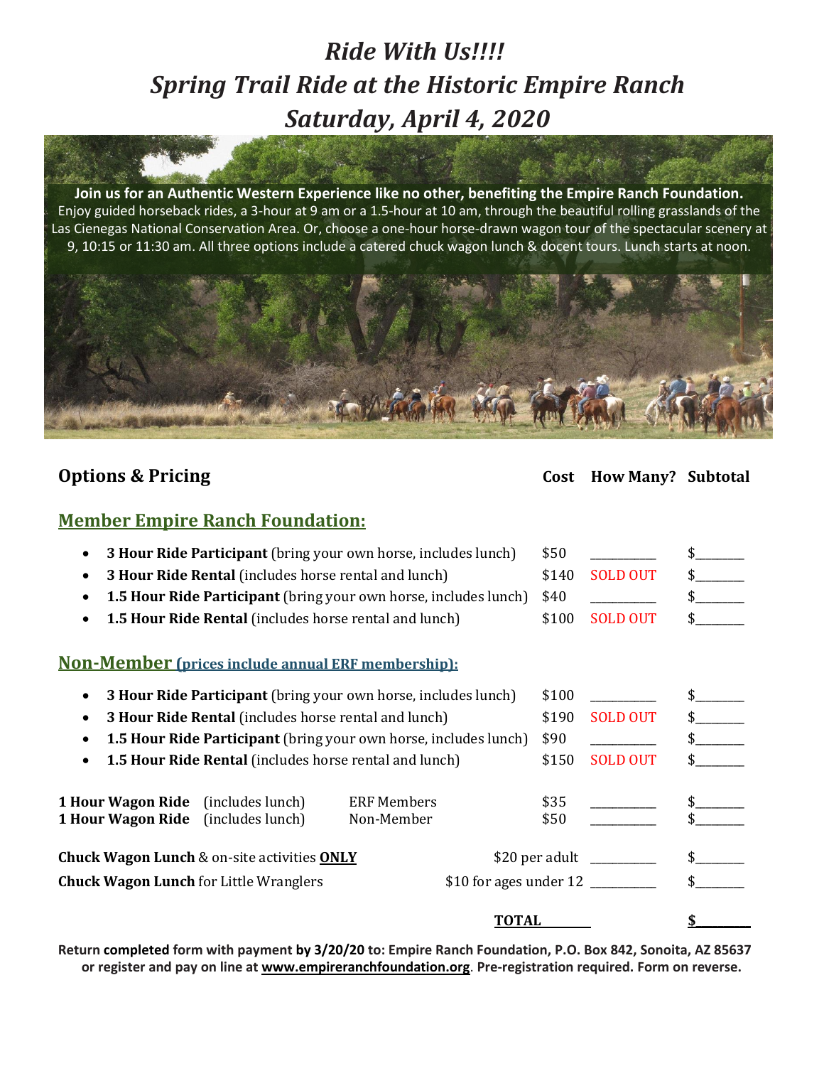# *Ride With Us!!!!*
# *Spring Trail Ride at the Historic Empire Ranch*
# *Saturday, April 4, 2020*

**Join us for an Authentic Western Experience like no other, benefiting the Empire Ranch Foundation.** Enjoy guided horseback rides, a 3-hour at 9 am or a 1.5-hour at 10 am, through the beautiful rolling grasslands of the Las Cienegas National Conservation Area. Or, choose a one-hour horse-drawn wagon tour of the spectacular scenery at 9, 10:15 or 11:30 am. All three options include a catered chuck wagon lunch & docent tours. Lunch starts at noon.

## Options & Pricing

| | Cost | How Many? | Subtotal |
|---|---|---|---|
| **Member Empire Ranch Foundation:** | | | |
| • **3 Hour Ride Participant** (bring your own horse, includes lunch) | $50 | ________ | $_______ |
| • **3 Hour Ride Rental** (includes horse rental and lunch) | $140 | SOLD OUT | $_______ |
| • **1.5 Hour Ride Participant** (bring your own horse, includes lunch) | $40 | ________ | $_______ |
| • **1.5 Hour Ride Rental** (includes horse rental and lunch) | $100 | SOLD OUT | $_______ |
| **Non-Member (prices include annual ERF membership):** | | | |
| • **3 Hour Ride Participant** (bring your own horse, includes lunch) | $100 | ________ | $_______ |
| • **3 Hour Ride Rental** (includes horse rental and lunch) | $190 | SOLD OUT | $_______ |
| • **1.5 Hour Ride Participant** (bring your own horse, includes lunch) | $90 | ________ | $_______ |
| • **1.5 Hour Ride Rental** (includes horse rental and lunch) | $150 | SOLD OUT | $_______ |
| **1 Hour Wagon Ride** (includes lunch) — ERF Members | $35 | ________ | $_______ |
| **1 Hour Wagon Ride** (includes lunch) — Non-Member | $50 | ________ | $_______ |
| **Chuck Wagon Lunch** & on-site activities **ONLY** | $20 per adult | ________ | $_______ |
| **Chuck Wagon Lunch** for Little Wranglers | $10 for ages under 12 | ________ | $_______ |
| | | **TOTAL** | **$________** |

**Return completed form with payment by 3/20/20 to: Empire Ranch Foundation, P.O. Box 842, Sonoita, AZ 85637 or register and pay on line at www.empireranchfoundation.org. Pre-registration required. Form on reverse.**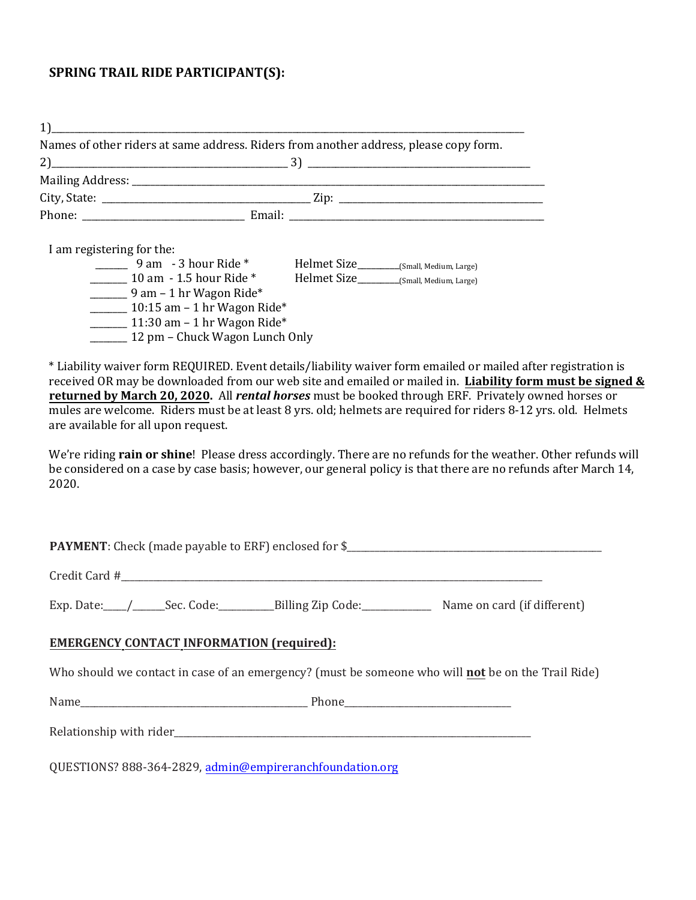**SPRING TRAIL RIDE PARTICIPANT(S):**

1)\_\_\_\_\_\_\_\_\_\_\_\_\_\_\_\_\_\_\_\_\_\_\_\_\_\_\_\_\_\_\_\_\_\_\_\_\_\_\_\_\_\_\_\_\_\_\_\_\_\_\_\_\_\_\_\_\_\_\_\_\_\_\_\_\_\_\_\_\_\_\_\_\_\_\_\_

Names of other riders at same address. Riders from another address, please copy form.

2)\_\_\_\_\_\_\_\_\_\_\_\_\_\_\_\_\_\_\_\_\_\_\_\_\_\_\_\_\_\_\_\_\_\_\_\_\_\_\_\_\_\_ 3) \_\_\_\_\_\_\_\_\_\_\_\_\_\_\_\_\_\_\_\_\_\_\_\_\_\_\_\_\_\_\_\_\_\_\_\_\_\_\_\_\_\_

Mailing Address: \_\_\_\_\_\_\_\_\_\_\_\_\_\_\_\_\_\_\_\_\_\_\_\_\_\_\_\_\_\_\_\_\_\_\_\_\_\_\_\_\_\_\_\_\_\_\_\_\_\_\_\_\_\_\_\_\_\_\_\_\_\_\_\_\_\_\_\_\_\_\_\_\_\_\_\_

City, State: \_\_\_\_\_\_\_\_\_\_\_\_\_\_\_\_\_\_\_\_\_\_\_\_\_\_\_\_\_\_\_\_\_\_\_\_\_\_ Zip: \_\_\_\_\_\_\_\_\_\_\_\_\_\_\_\_\_\_\_\_\_\_\_\_\_\_\_\_\_\_\_\_\_\_\_\_\_\_

Phone: \_\_\_\_\_\_\_\_\_\_\_\_\_\_\_\_\_\_\_\_\_\_\_\_\_\_\_\_\_\_ Email: \_\_\_\_\_\_\_\_\_\_\_\_\_\_\_\_\_\_\_\_\_\_\_\_\_\_\_\_\_\_\_\_\_\_\_\_\_\_\_\_\_\_\_\_\_\_\_\_

I am registering for the:

- \_\_\_\_\_\_ 9 am - 3 hour Ride * Helmet Size\_\_\_\_\_\_\_\_(Small, Medium, Large)
- \_\_\_\_\_\_\_ 10 am - 1.5 hour Ride * Helmet Size\_\_\_\_\_\_\_\_(Small, Medium, Large)
- \_\_\_\_\_\_\_ 9 am – 1 hr Wagon Ride*
- \_\_\_\_\_\_\_ 10:15 am – 1 hr Wagon Ride*
- \_\_\_\_\_\_\_ 11:30 am – 1 hr Wagon Ride*
- \_\_\_\_\_\_\_ 12 pm – Chuck Wagon Lunch Only

* Liability waiver form REQUIRED. Event details/liability waiver form emailed or mailed after registration is received OR may be downloaded from our web site and emailed or mailed in. **<u>Liability form must be signed & returned by March 20, 2020</u>.** All ***rental horses*** must be booked through ERF. Privately owned horses or mules are welcome. Riders must be at least 8 yrs. old; helmets are required for riders 8-12 yrs. old. Helmets are available for all upon request.

We're riding **rain or shine**! Please dress accordingly. There are no refunds for the weather. Other refunds will be considered on a case by case basis; however, our general policy is that there are no refunds after March 14, 2020.

**PAYMENT**: Check (made payable to ERF) enclosed for $\_\_\_\_\_\_\_\_\_\_\_\_\_\_\_\_\_\_\_\_\_\_\_\_\_\_\_\_\_\_\_\_\_\_\_\_\_\_\_\_\_\_\_\_\_\_

Credit Card #\_\_\_\_\_\_\_\_\_\_\_\_\_\_\_\_\_\_\_\_\_\_\_\_\_\_\_\_\_\_\_\_\_\_\_\_\_\_\_\_\_\_\_\_\_\_\_\_\_\_\_\_\_\_\_\_\_\_\_\_\_\_\_\_\_\_\_\_\_\_\_\_\_\_\_\_

Exp. Date:\_\_\_\_/\_\_\_\_\_\_Sec. Code:\_\_\_\_\_\_\_\_\_\_Billing Zip Code:\_\_\_\_\_\_\_\_\_\_\_\_\_ Name on card (if different)

**<u>EMERGENCY CONTACT INFORMATION (required):</u>**

Who should we contact in case of an emergency? (must be someone who will **<u>not</u>** be on the Trail Ride)

Name\_\_\_\_\_\_\_\_\_\_\_\_\_\_\_\_\_\_\_\_\_\_\_\_\_\_\_\_\_\_\_\_\_\_\_\_\_\_\_\_\_\_ Phone\_\_\_\_\_\_\_\_\_\_\_\_\_\_\_\_\_\_\_\_\_\_\_\_\_\_\_\_\_\_

Relationship with rider\_\_\_\_\_\_\_\_\_\_\_\_\_\_\_\_\_\_\_\_\_\_\_\_\_\_\_\_\_\_\_\_\_\_\_\_\_\_\_\_\_\_\_\_\_\_\_\_\_\_\_\_\_\_\_\_\_\_\_\_\_\_\_\_

QUESTIONS? 888-364-2829, admin@empireranchfoundation.org